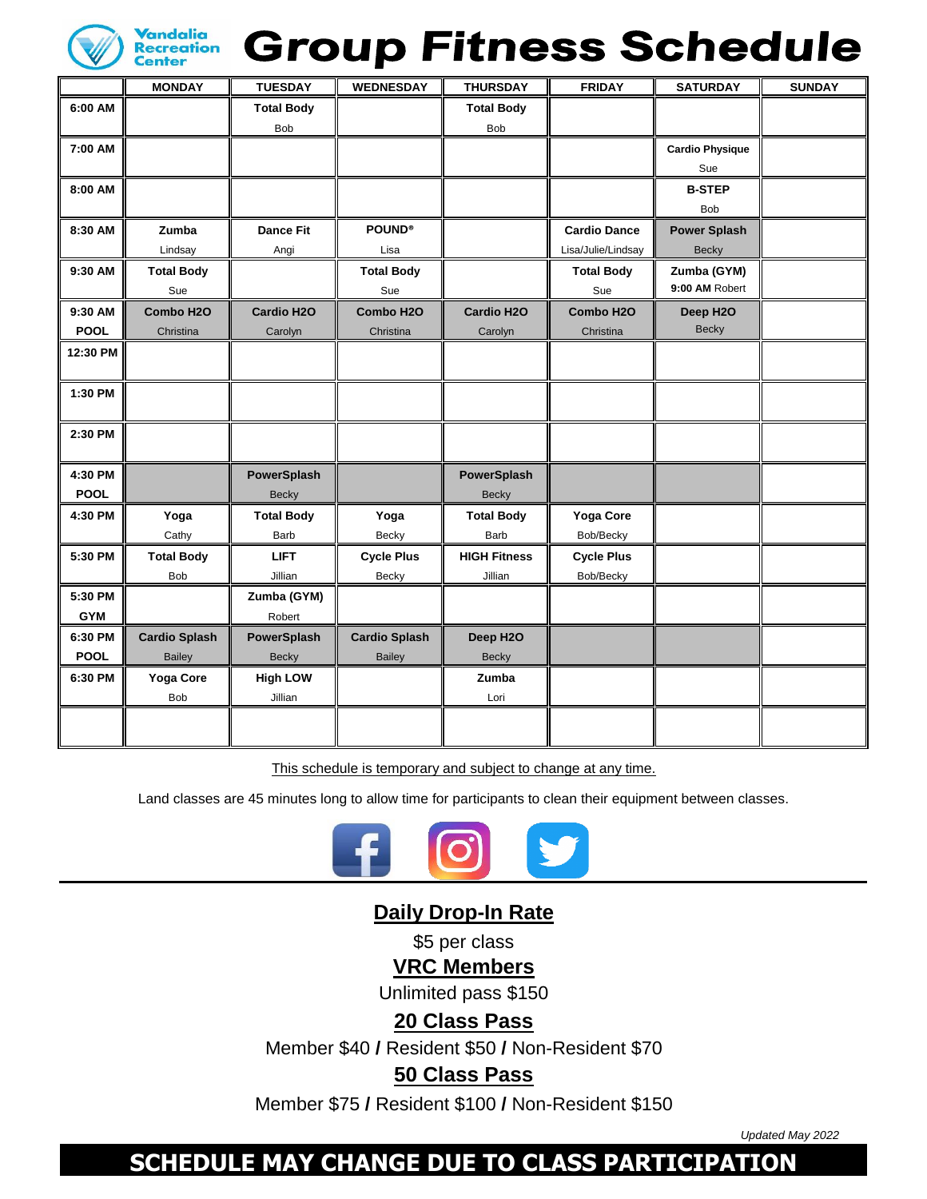# Vandalia Recreation Center Group Fitness Schedule

| | MONDAY | TUESDAY | WEDNESDAY | THURSDAY | FRIDAY | SATURDAY | SUNDAY |
|---|---|---|---|---|---|---|---|
| 6:00 AM | | **Total Body** Bob | | **Total Body** Bob | | | |
| 7:00 AM | | | | | | **Cardio Physique** Sue | |
| 8:00 AM | | | | | | **B-STEP** Bob | |
| 8:30 AM | **Zumba** Lindsay | **Dance Fit** Angi | **POUND®** Lisa | | **Cardio Dance** Lisa/Julie/Lindsay | **Power Splash** Becky | |
| 9:30 AM | **Total Body** Sue | | **Total Body** Sue | | **Total Body** Sue | **Zumba (GYM)** **9:00 AM** Robert | |
| 9:30 AM POOL | **Combo H2O** Christina | **Cardio H2O** Carolyn | **Combo H2O** Christina | **Cardio H2O** Carolyn | **Combo H2O** Christina | **Deep H2O** Becky | |
| 12:30 PM | | | | | | | |
| 1:30 PM | | | | | | | |
| 2:30 PM | | | | | | | |
| 4:30 PM POOL | | **PowerSplash** Becky | | **PowerSplash** Becky | | | |
| 4:30 PM | **Yoga** Cathy | **Total Body** Barb | **Yoga** Becky | **Total Body** Barb | **Yoga Core** Bob/Becky | | |
| 5:30 PM | **Total Body** Bob | **LIFT** Jillian | **Cycle Plus** Becky | **HIGH Fitness** Jillian | **Cycle Plus** Bob/Becky | | |
| 5:30 PM GYM | | **Zumba (GYM)** Robert | | | | | |
| 6:30 PM POOL | **Cardio Splash** Bailey | **PowerSplash** Becky | **Cardio Splash** Bailey | **Deep H2O** Becky | | | |
| 6:30 PM | **Yoga Core** Bob | **High LOW** Jillian | | **Zumba** Lori | | | |
| | | | | | | | |

This schedule is temporary and subject to change at any time.

Land classes are 45 minutes long to allow time for participants to clean their equipment between classes.

## Daily Drop-In Rate

$5 per class

## VRC Members

Unlimited pass $150

## 20 Class Pass

Member $40 **/** Resident $50 **/** Non-Resident $70

## 50 Class Pass

Member $75 **/** Resident $100 **/** Non-Resident $150

*Updated May 2022*

**SCHEDULE MAY CHANGE DUE TO CLASS PARTICIPATION**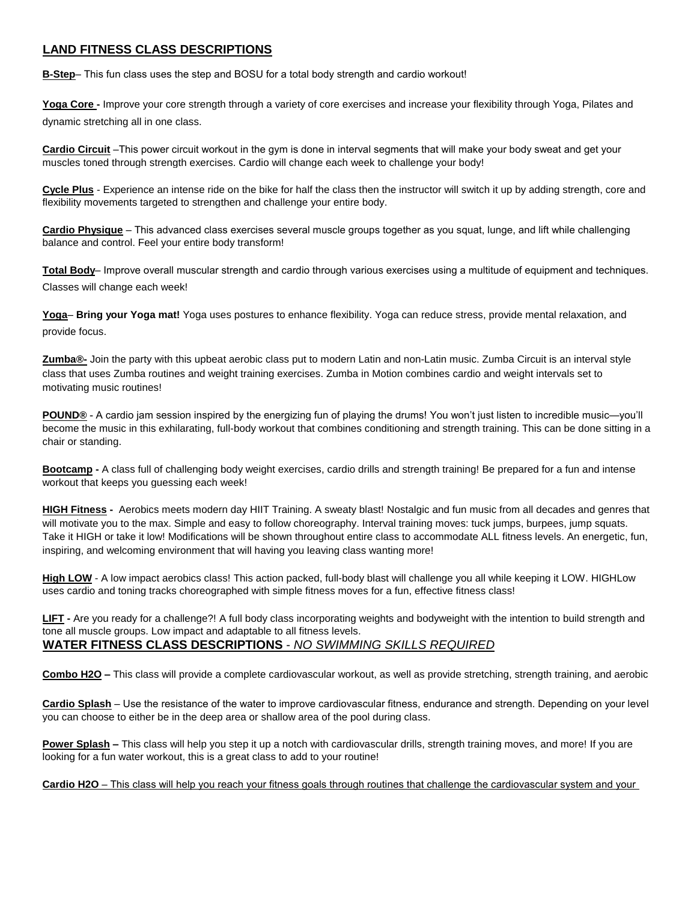## LAND FITNESS CLASS DESCRIPTIONS

**B-Step**– This fun class uses the step and BOSU for a total body strength and cardio workout!

**Yoga Core -** Improve your core strength through a variety of core exercises and increase your flexibility through Yoga, Pilates and dynamic stretching all in one class.

**Cardio Circuit** –This power circuit workout in the gym is done in interval segments that will make your body sweat and get your muscles toned through strength exercises. Cardio will change each week to challenge your body!

**Cycle Plus** - Experience an intense ride on the bike for half the class then the instructor will switch it up by adding strength, core and flexibility movements targeted to strengthen and challenge your entire body.

**Cardio Physique** – This advanced class exercises several muscle groups together as you squat, lunge, and lift while challenging balance and control. Feel your entire body transform!

**Total Body**– Improve overall muscular strength and cardio through various exercises using a multitude of equipment and techniques. Classes will change each week!

**Yoga**– **Bring your Yoga mat!** Yoga uses postures to enhance flexibility. Yoga can reduce stress, provide mental relaxation, and provide focus.

**Zumba®-** Join the party with this upbeat aerobic class put to modern Latin and non-Latin music. Zumba Circuit is an interval style class that uses Zumba routines and weight training exercises. Zumba in Motion combines cardio and weight intervals set to motivating music routines!

**POUND®** - A cardio jam session inspired by the energizing fun of playing the drums! You won't just listen to incredible music—you'll become the music in this exhilarating, full-body workout that combines conditioning and strength training. This can be done sitting in a chair or standing.

**Bootcamp -** A class full of challenging body weight exercises, cardio drills and strength training! Be prepared for a fun and intense workout that keeps you guessing each week!

**HIGH Fitness -** Aerobics meets modern day HIIT Training. A sweaty blast! Nostalgic and fun music from all decades and genres that will motivate you to the max. Simple and easy to follow choreography. Interval training moves: tuck jumps, burpees, jump squats. Take it HIGH or take it low! Modifications will be shown throughout entire class to accommodate ALL fitness levels. An energetic, fun, inspiring, and welcoming environment that will having you leaving class wanting more!

**High LOW** - A low impact aerobics class! This action packed, full-body blast will challenge you all while keeping it LOW. HIGHLow uses cardio and toning tracks choreographed with simple fitness moves for a fun, effective fitness class!

**LIFT -** Are you ready for a challenge?! A full body class incorporating weights and bodyweight with the intention to build strength and tone all muscle groups. Low impact and adaptable to all fitness levels.

## WATER FITNESS CLASS DESCRIPTIONS - *NO SWIMMING SKILLS REQUIRED*

**Combo H2O –** This class will provide a complete cardiovascular workout, as well as provide stretching, strength training, and aerobic

**Cardio Splash** – Use the resistance of the water to improve cardiovascular fitness, endurance and strength. Depending on your level you can choose to either be in the deep area or shallow area of the pool during class.

**Power Splash –** This class will help you step it up a notch with cardiovascular drills, strength training moves, and more! If you are looking for a fun water workout, this is a great class to add to your routine!

**Cardio H2O** – This class will help you reach your fitness goals through routines that challenge the cardiovascular system and your